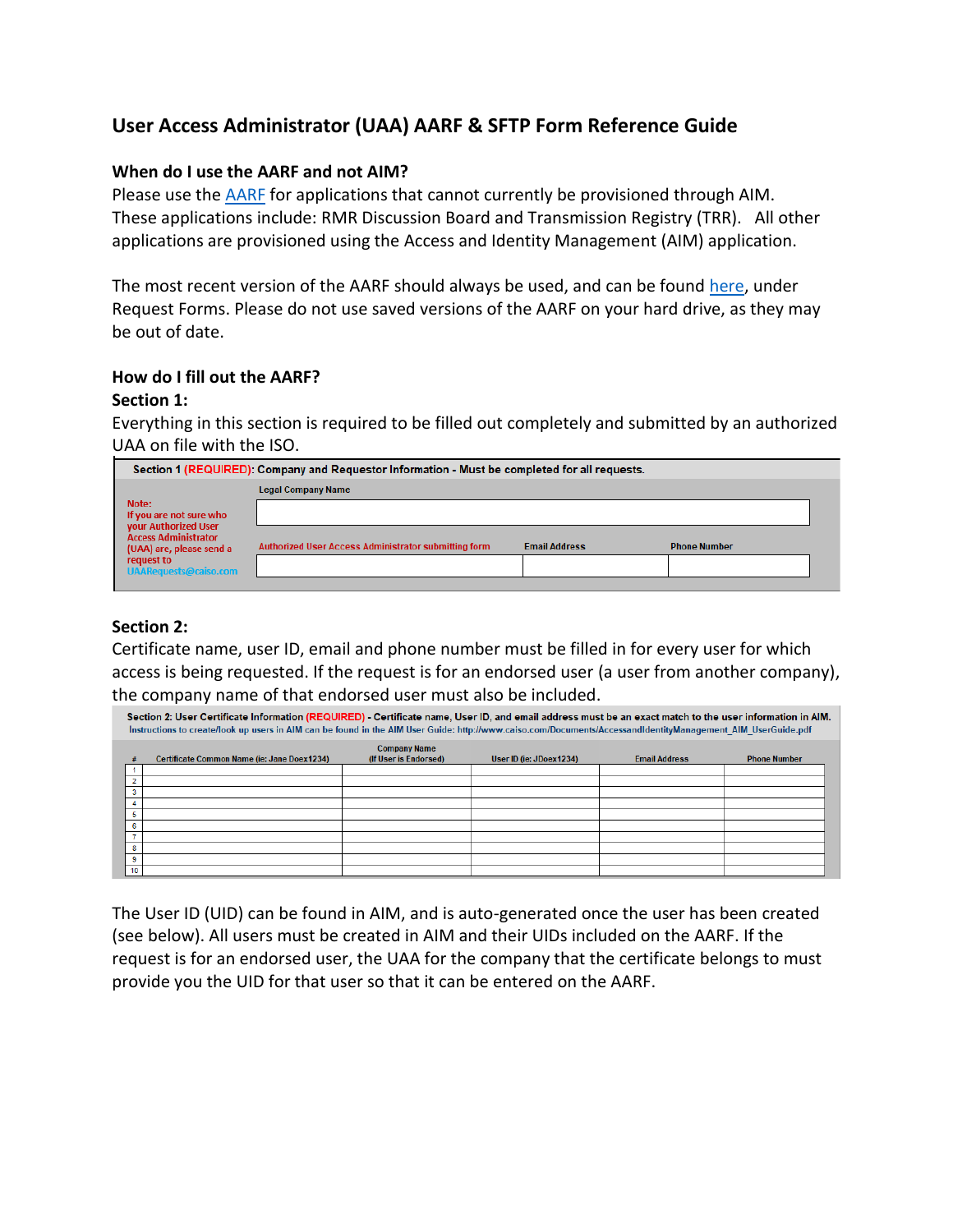# User Access Administrator (UAA) AARF & SFTP Form Reference Guide

## When do I use the AARF and not AIM?

Please use the AARF for applications that cannot currently be provisioned through AIM. These applications include: RMR Discussion Board and Transmission Registry (TRR). All other applications are provisioned using the Access and Identity Management (AIM) application.

The most recent version of the AARF should always be used, and can be found here, under Request Forms. Please do not use saved versions of the AARF on your hard drive, as they may be out of date.

## How do I fill out the AARF?

### Section 1:

Everything in this section is required to be filled out completely and submitted by an authorized UAA on file with the ISO.

| Section 1 (REQUIRED): Company and Requestor Information - Must be completed for all requests. | | | |
|---|---|---|---|
| Note: If you are not sure who your Authorized User Access Administrator (UAA) are, please send a request to UAARequests@caiso.com | Legal Company Name | | |
| | | | |
| | Authorized User Access Administrator submitting form | Email Address | Phone Number |
| | | | |

### Section 2:

Certificate name, user ID, email and phone number must be filled in for every user for which access is being requested. If the request is for an endorsed user (a user from another company), the company name of that endorsed user must also be included.

Section 2: User Certificate Information (REQUIRED) - Certificate name, User ID, and email address must be an exact match to the user information in AIM.
Instructions to create/look up users in AIM can be found in the AIM User Guide: http://www.caiso.com/Documents/AccessandIdentityManagement_AIM_UserGuide.pdf

| # | Certificate Common Name (ie: Jane Doex1234) | Company Name (If User is Endorsed) | User ID (ie: JDoex1234) | Email Address | Phone Number |
|---|---|---|---|---|---|
| 1 | | | | | |
| 2 | | | | | |
| 3 | | | | | |
| 4 | | | | | |
| 5 | | | | | |
| 6 | | | | | |
| 7 | | | | | |
| 8 | | | | | |
| 9 | | | | | |
| 10 | | | | | |

The User ID (UID) can be found in AIM, and is auto-generated once the user has been created (see below). All users must be created in AIM and their UIDs included on the AARF. If the request is for an endorsed user, the UAA for the company that the certificate belongs to must provide you the UID for that user so that it can be entered on the AARF.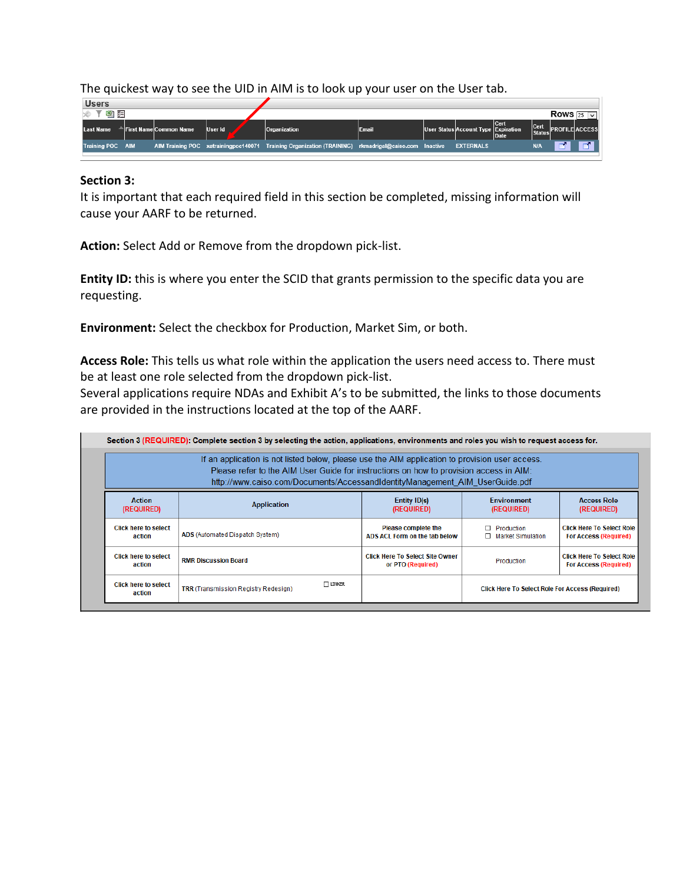The quickest way to see the UID in AIM is to look up your user on the User tab.

**Users**

| Last Name | First Name | Common Name | User Id | Organization | Email | User Status | Account Type | Cert Expiration Date | Cert Status | PROFILE | ACCESS |
|---|---|---|---|---|---|---|---|---|---|---|---|
| Training POC | AIM | AIM Training POC | xatrainingpoc140071 | Training Organization (TRAINING) | rkmadrigal@caiso.com | Inactive | EXTERNALS | | N/A | | |

**Section 3:**
It is important that each required field in this section be completed, missing information will cause your AARF to be returned.

**Action:** Select Add or Remove from the dropdown pick-list.

**Entity ID:** this is where you enter the SCID that grants permission to the specific data you are requesting.

**Environment:** Select the checkbox for Production, Market Sim, or both.

**Access Role:** This tells us what role within the application the users need access to. There must be at least one role selected from the dropdown pick-list.
Several applications require NDAs and Exhibit A's to be submitted, the links to those documents are provided in the instructions located at the top of the AARF.

**Section 3 (REQUIRED): Complete section 3 by selecting the action, applications, environments and roles you wish to request access for.**

If an application is not listed below, please use the AIM application to provision user access.
Please refer to the AIM User Guide for instructions on how to provision access in AIM:
http://www.caiso.com/Documents/AccessandIdentityManagement_AIM_UserGuide.pdf

| Action (REQUIRED) | Application | Entity ID(s) (REQUIRED) | Environment (REQUIRED) | Access Role (REQUIRED) |
|---|---|---|---|---|
| Click here to select action | ADS (Automated Dispatch System) | Please complete the ADS ACL Form on the tab below | ☐ Production ☐ Market Simulation | Click Here To Select Role For Access (Required) |
| Click here to select action | RMR Discussion Board | Click Here To Select Site Owner or PTO (Required) | Production | Click Here To Select Role For Access (Required) |
| Click here to select action | TRR (Transmission Registry Redesign) ☐ Linker | | Click Here To Select Role For Access (Required) | |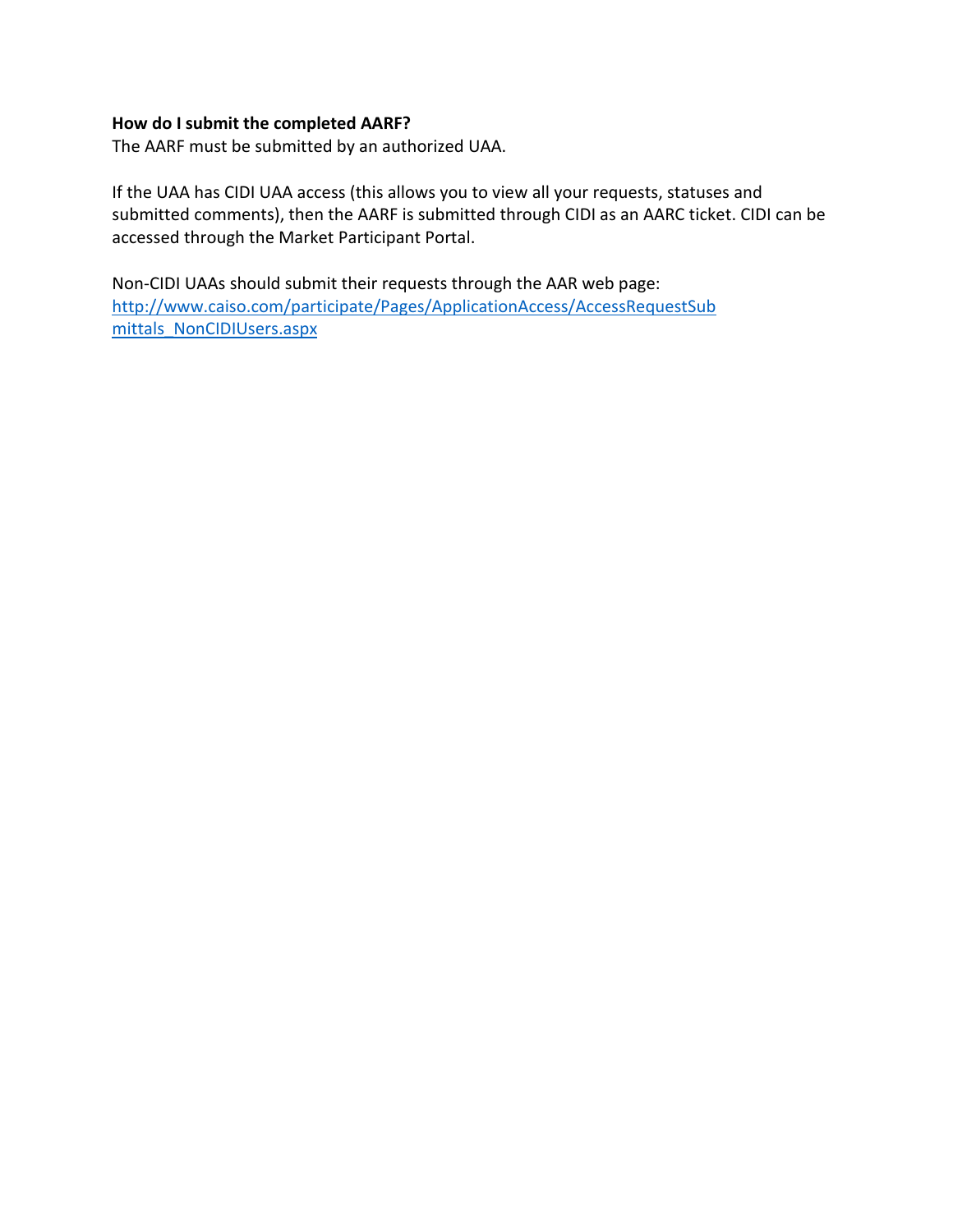**How do I submit the completed AARF?**

The AARF must be submitted by an authorized UAA.

If the UAA has CIDI UAA access (this allows you to view all your requests, statuses and submitted comments), then the AARF is submitted through CIDI as an AARC ticket. CIDI can be accessed through the Market Participant Portal.

Non-CIDI UAAs should submit their requests through the AAR web page:
[http://www.caiso.com/participate/Pages/ApplicationAccess/AccessRequestSubmittals_NonCIDIUsers.aspx](http://www.caiso.com/participate/Pages/ApplicationAccess/AccessRequestSubmittals_NonCIDIUsers.aspx)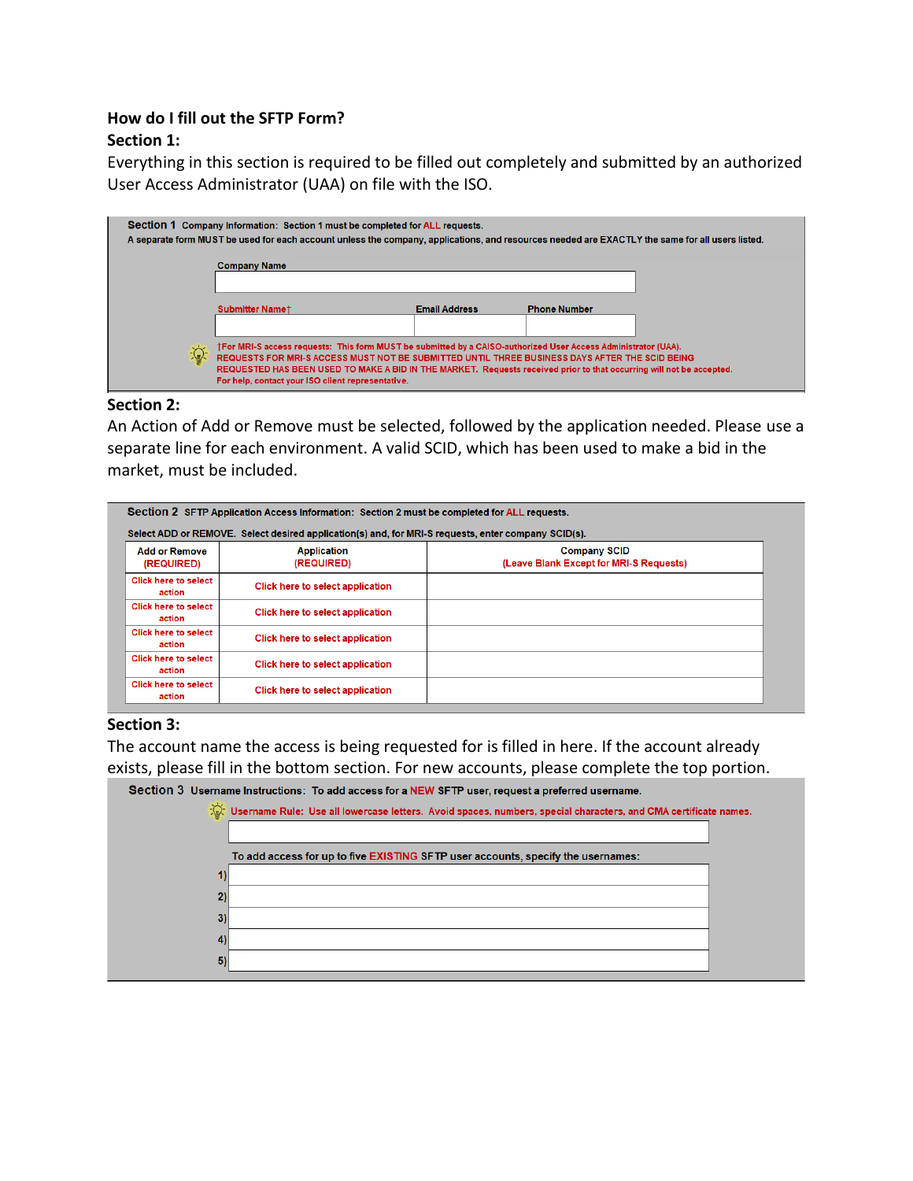## How do I fill out the SFTP Form?

### Section 1:

Everything in this section is required to be filled out completely and submitted by an authorized User Access Administrator (UAA) on file with the ISO.

**Section 1** Company Information: Section 1 must be completed for ALL requests.

A separate form MUST be used for each account unless the company, applications, and resources needed are EXACTLY the same for all users listed.

Company Name

| Submitter Name† | Email Address | Phone Number |
|---|---|---|
| | | |

†For MRI-S access requests: This form MUST be submitted by a CAISO-authorized User Access Administrator (UAA). REQUESTS FOR MRI-S ACCESS MUST NOT BE SUBMITTED UNTIL THREE BUSINESS DAYS AFTER THE SCID BEING REQUESTED HAS BEEN USED TO MAKE A BID IN THE MARKET. Requests received prior to that occurring will not be accepted. For help, contact your ISO client representative.

### Section 2:

An Action of Add or Remove must be selected, followed by the application needed. Please use a separate line for each environment. A valid SCID, which has been used to make a bid in the market, must be included.

**Section 2** SFTP Application Access Information: Section 2 must be completed for ALL requests.

Select ADD or REMOVE. Select desired application(s) and, for MRI-S requests, enter company SCID(s).

| Add or Remove (REQUIRED) | Application (REQUIRED) | Company SCID (Leave Blank Except for MRI-S Requests) |
|---|---|---|
| Click here to select action | Click here to select application | |
| Click here to select action | Click here to select application | |
| Click here to select action | Click here to select application | |
| Click here to select action | Click here to select application | |
| Click here to select action | Click here to select application | |

### Section 3:

The account name the access is being requested for is filled in here. If the account already exists, please fill in the bottom section. For new accounts, please complete the top portion.

**Section 3** Username Instructions: To add access for a NEW SFTP user, request a preferred username.

Username Rule: Use all lowercase letters. Avoid spaces, numbers, special characters, and CMA certificate names.

To add access for up to five EXISTING SFTP user accounts, specify the usernames:

1)
2)
3)
4)
5)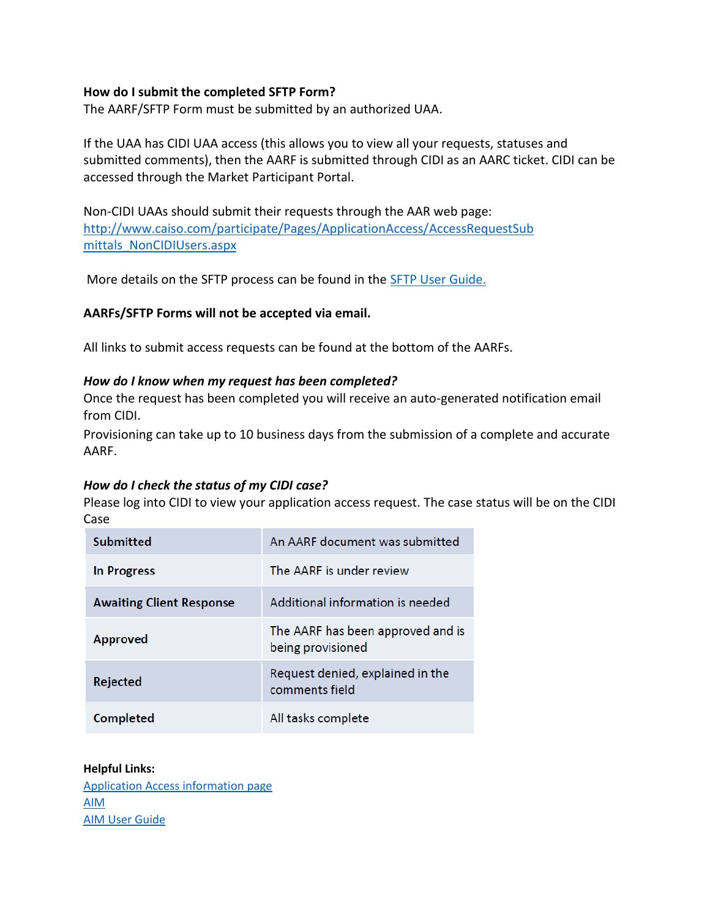**How do I submit the completed SFTP Form?**
The AARF/SFTP Form must be submitted by an authorized UAA.

If the UAA has CIDI UAA access (this allows you to view all your requests, statuses and submitted comments), then the AARF is submitted through CIDI as an AARC ticket. CIDI can be accessed through the Market Participant Portal.

Non-CIDI UAAs should submit their requests through the AAR web page:
[http://www.caiso.com/participate/Pages/ApplicationAccess/AccessRequestSubmittals_NonCIDIUsers.aspx](http://www.caiso.com/participate/Pages/ApplicationAccess/AccessRequestSubmittals_NonCIDIUsers.aspx)

More details on the SFTP process can be found in the SFTP User Guide.

**AARFs/SFTP Forms will not be accepted via email.**

All links to submit access requests can be found at the bottom of the AARFs.

***How do I know when my request has been completed?***
Once the request has been completed you will receive an auto-generated notification email from CIDI.
Provisioning can take up to 10 business days from the submission of a complete and accurate AARF.

***How do I check the status of my CIDI case?***
Please log into CIDI to view your application access request. The case status will be on the CIDI Case

| | |
|---|---|
| **Submitted** | An AARF document was submitted |
| **In Progress** | The AARF is under review |
| **Awaiting Client Response** | Additional information is needed |
| **Approved** | The AARF has been approved and is being provisioned |
| **Rejected** | Request denied, explained in the comments field |
| **Completed** | All tasks complete |

**Helpful Links:**
Application Access information page
AIM
AIM User Guide